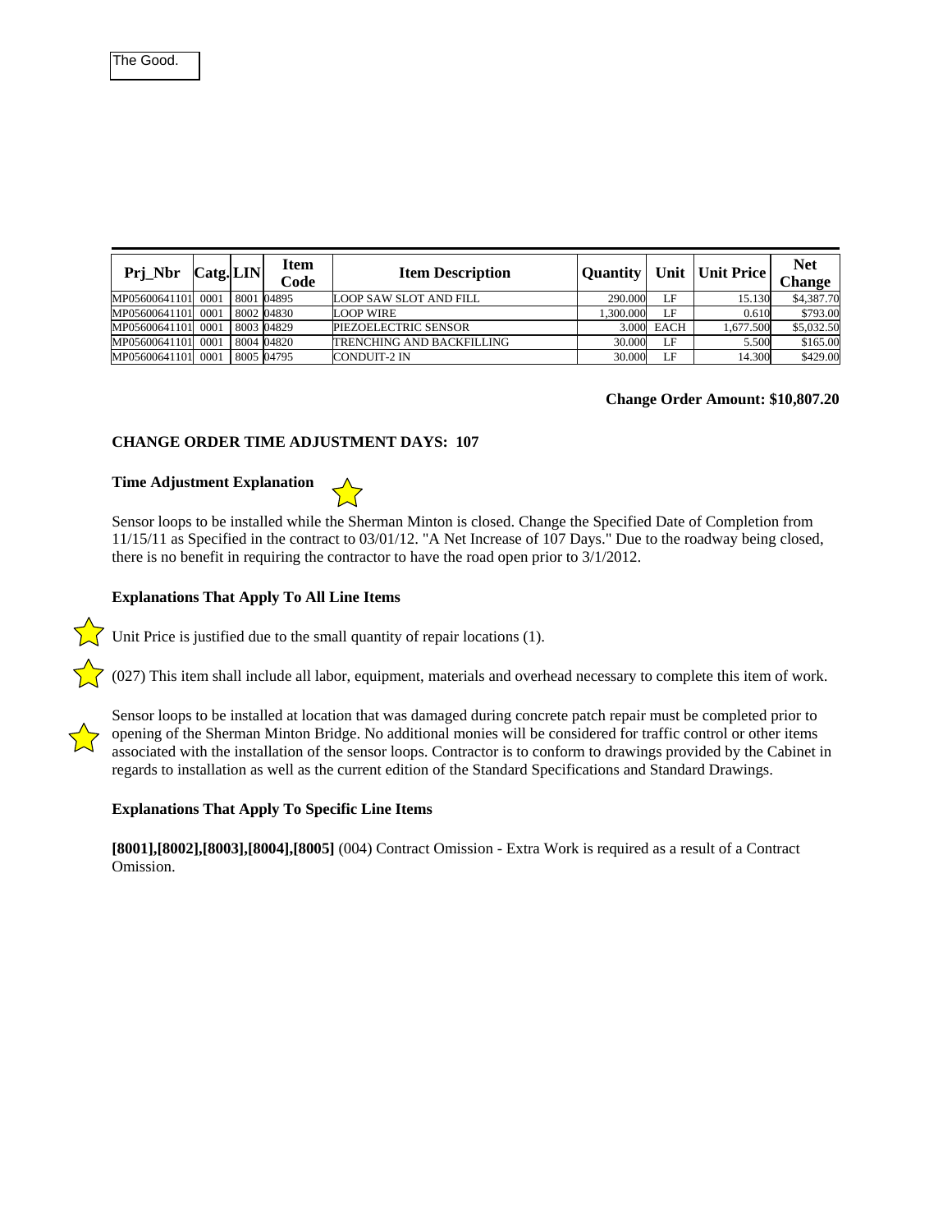The Good.

| Prj_Nbr | Catg. | LIN | Item Code | Item Description | Quantity | Unit | Unit Price | Net Change |
|---|---|---|---|---|---|---|---|---|
| MP05600641101 | 0001 | 8001 | 04895 | LOOP SAW SLOT AND FILL | 290.000 | LF | 15.130 | $4,387.70 |
| MP05600641101 | 0001 | 8002 | 04830 | LOOP WIRE | 1,300.000 | LF | 0.610 | $793.00 |
| MP05600641101 | 0001 | 8003 | 04829 | PIEZOELECTRIC SENSOR | 3.000 | EACH | 1,677.500 | $5,032.50 |
| MP05600641101 | 0001 | 8004 | 04820 | TRENCHING AND BACKFILLING | 30.000 | LF | 5.500 | $165.00 |
| MP05600641101 | 0001 | 8005 | 04795 | CONDUIT-2 IN | 30.000 | LF | 14.300 | $429.00 |

**Change Order Amount: $10,807.20**

**CHANGE ORDER TIME ADJUSTMENT DAYS: 107**

**Time Adjustment Explanation**

Sensor loops to be installed while the Sherman Minton is closed. Change the Specified Date of Completion from 11/15/11 as Specified in the contract to 03/01/12. "A Net Increase of 107 Days." Due to the roadway being closed, there is no benefit in requiring the contractor to have the road open prior to 3/1/2012.

**Explanations That Apply To All Line Items**

Unit Price is justified due to the small quantity of repair locations (1).

(027) This item shall include all labor, equipment, materials and overhead necessary to complete this item of work.

Sensor loops to be installed at location that was damaged during concrete patch repair must be completed prior to opening of the Sherman Minton Bridge. No additional monies will be considered for traffic control or other items associated with the installation of the sensor loops. Contractor is to conform to drawings provided by the Cabinet in regards to installation as well as the current edition of the Standard Specifications and Standard Drawings.

**Explanations That Apply To Specific Line Items**

**[8001],[8002],[8003],[8004],[8005]** (004) Contract Omission - Extra Work is required as a result of a Contract Omission.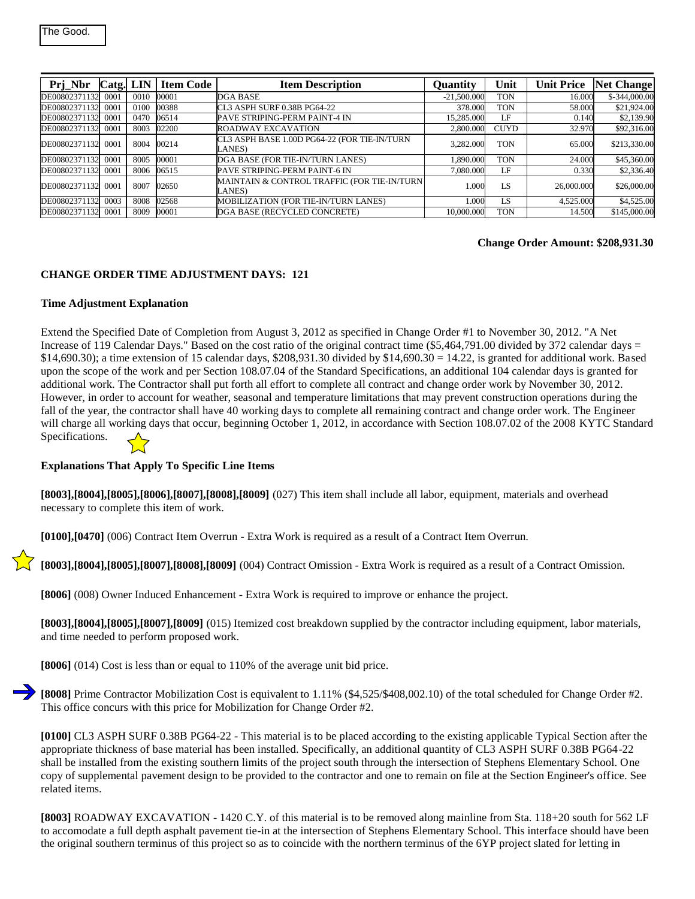The Good.

| Prj_Nbr | Catg. | LIN | Item Code | Item Description | Quantity | Unit | Unit Price | Net Change |
|---|---|---|---|---|---|---|---|---|
| DE00802371132 | 0001 | 0010 | 00001 | DGA BASE | -21,500.000 | TON | 16.000 | $-344,000.00 |
| DE00802371132 | 0001 | 0100 | 00388 | CL3 ASPH SURF 0.38B PG64-22 | 378.000 | TON | 58.000 | $21,924.00 |
| DE00802371132 | 0001 | 0470 | 06514 | PAVE STRIPING-PERM PAINT-4 IN | 15,285.000 | LF | 0.140 | $2,139.90 |
| DE00802371132 | 0001 | 8003 | 02200 | ROADWAY EXCAVATION | 2,800.000 | CUYD | 32.970 | $92,316.00 |
| DE00802371132 | 0001 | 8004 | 00214 | CL3 ASPH BASE 1.00D PG64-22 (FOR TIE-IN/TURN LANES) | 3,282.000 | TON | 65.000 | $213,330.00 |
| DE00802371132 | 0001 | 8005 | 00001 | DGA BASE (FOR TIE-IN/TURN LANES) | 1,890.000 | TON | 24.000 | $45,360.00 |
| DE00802371132 | 0001 | 8006 | 06515 | PAVE STRIPING-PERM PAINT-6 IN | 7,080.000 | LF | 0.330 | $2,336.40 |
| DE00802371132 | 0001 | 8007 | 02650 | MAINTAIN & CONTROL TRAFFIC (FOR TIE-IN/TURN LANES) | 1.000 | LS | 26,000.000 | $26,000.00 |
| DE00802371132 | 0003 | 8008 | 02568 | MOBILIZATION (FOR TIE-IN/TURN LANES) | 1.000 | LS | 4,525.000 | $4,525.00 |
| DE00802371132 | 0001 | 8009 | 00001 | DGA BASE (RECYCLED CONCRETE) | 10,000.000 | TON | 14.500 | $145,000.00 |

**Change Order Amount: $208,931.30**

**CHANGE ORDER TIME ADJUSTMENT DAYS: 121**

**Time Adjustment Explanation**

Extend the Specified Date of Completion from August 3, 2012 as specified in Change Order #1 to November 30, 2012. "A Net Increase of 119 Calendar Days." Based on the cost ratio of the original contract time ($5,464,791.00 divided by 372 calendar days = $14,690.30); a time extension of 15 calendar days, $208,931.30 divided by $14,690.30 = 14.22, is granted for additional work. Based upon the scope of the work and per Section 108.07.04 of the Standard Specifications, an additional 104 calendar days is granted for additional work. The Contractor shall put forth all effort to complete all contract and change order work by November 30, 2012. However, in order to account for weather, seasonal and temperature limitations that may prevent construction operations during the fall of the year, the contractor shall have 40 working days to complete all remaining contract and change order work. The Engineer will charge all working days that occur, beginning October 1, 2012, in accordance with Section 108.07.02 of the 2008 KYTC Standard Specifications.

**Explanations That Apply To Specific Line Items**

**[8003],[8004],[8005],[8006],[8007],[8008],[8009]** (027) This item shall include all labor, equipment, materials and overhead necessary to complete this item of work.

**[0100],[0470]** (006) Contract Item Overrun - Extra Work is required as a result of a Contract Item Overrun.

**[8003],[8004],[8005],[8007],[8008],[8009]** (004) Contract Omission - Extra Work is required as a result of a Contract Omission.

**[8006]** (008) Owner Induced Enhancement - Extra Work is required to improve or enhance the project.

**[8003],[8004],[8005],[8007],[8009]** (015) Itemized cost breakdown supplied by the contractor including equipment, labor materials, and time needed to perform proposed work.

**[8006]** (014) Cost is less than or equal to 110% of the average unit bid price.

**[8008]** Prime Contractor Mobilization Cost is equivalent to 1.11% ($4,525/$408,002.10) of the total scheduled for Change Order #2. This office concurs with this price for Mobilization for Change Order #2.

**[0100]** CL3 ASPH SURF 0.38B PG64-22 - This material is to be placed according to the existing applicable Typical Section after the appropriate thickness of base material has been installed. Specifically, an additional quantity of CL3 ASPH SURF 0.38B PG64-22 shall be installed from the existing southern limits of the project south through the intersection of Stephens Elementary School. One copy of supplemental pavement design to be provided to the contractor and one to remain on file at the Section Engineer's office. See related items.

**[8003]** ROADWAY EXCAVATION - 1420 C.Y. of this material is to be removed along mainline from Sta. 118+20 south for 562 LF to accomodate a full depth asphalt pavement tie-in at the intersection of Stephens Elementary School. This interface should have been the original southern terminus of this project so as to coincide with the northern terminus of the 6YP project slated for letting in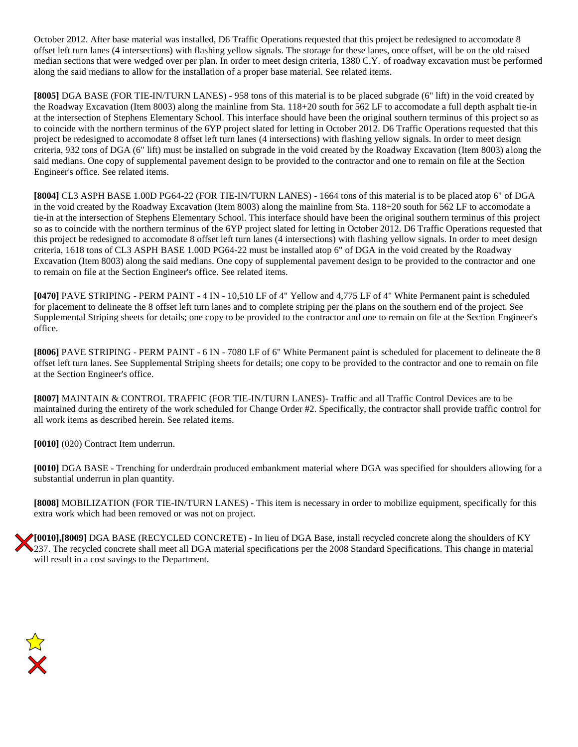October 2012. After base material was installed, D6 Traffic Operations requested that this project be redesigned to accomodate 8 offset left turn lanes (4 intersections) with flashing yellow signals. The storage for these lanes, once offset, will be on the old raised median sections that were wedged over per plan. In order to meet design criteria, 1380 C.Y. of roadway excavation must be performed along the said medians to allow for the installation of a proper base material. See related items.

**[8005]** DGA BASE (FOR TIE-IN/TURN LANES) - 958 tons of this material is to be placed subgrade (6" lift) in the void created by the Roadway Excavation (Item 8003) along the mainline from Sta. 118+20 south for 562 LF to accomodate a full depth asphalt tie-in at the intersection of Stephens Elementary School. This interface should have been the original southern terminus of this project so as to coincide with the northern terminus of the 6YP project slated for letting in October 2012. D6 Traffic Operations requested that this project be redesigned to accomodate 8 offset left turn lanes (4 intersections) with flashing yellow signals. In order to meet design criteria, 932 tons of DGA (6" lift) must be installed on subgrade in the void created by the Roadway Excavation (Item 8003) along the said medians. One copy of supplemental pavement design to be provided to the contractor and one to remain on file at the Section Engineer's office. See related items.

**[8004]** CL3 ASPH BASE 1.00D PG64-22 (FOR TIE-IN/TURN LANES) - 1664 tons of this material is to be placed atop 6" of DGA in the void created by the Roadway Excavation (Item 8003) along the mainline from Sta. 118+20 south for 562 LF to accomodate a tie-in at the intersection of Stephens Elementary School. This interface should have been the original southern terminus of this project so as to coincide with the northern terminus of the 6YP project slated for letting in October 2012. D6 Traffic Operations requested that this project be redesigned to accomodate 8 offset left turn lanes (4 intersections) with flashing yellow signals. In order to meet design criteria, 1618 tons of CL3 ASPH BASE 1.00D PG64-22 must be installed atop 6" of DGA in the void created by the Roadway Excavation (Item 8003) along the said medians. One copy of supplemental pavement design to be provided to the contractor and one to remain on file at the Section Engineer's office. See related items.

**[0470]** PAVE STRIPING - PERM PAINT - 4 IN - 10,510 LF of 4" Yellow and 4,775 LF of 4" White Permanent paint is scheduled for placement to delineate the 8 offset left turn lanes and to complete striping per the plans on the southern end of the project. See Supplemental Striping sheets for details; one copy to be provided to the contractor and one to remain on file at the Section Engineer's office.

**[8006]** PAVE STRIPING - PERM PAINT - 6 IN - 7080 LF of 6" White Permanent paint is scheduled for placement to delineate the 8 offset left turn lanes. See Supplemental Striping sheets for details; one copy to be provided to the contractor and one to remain on file at the Section Engineer's office.

**[8007]** MAINTAIN & CONTROL TRAFFIC (FOR TIE-IN/TURN LANES)- Traffic and all Traffic Control Devices are to be maintained during the entirety of the work scheduled for Change Order #2. Specifically, the contractor shall provide traffic control for all work items as described herein. See related items.

**[0010]** (020) Contract Item underrun.

**[0010]** DGA BASE - Trenching for underdrain produced embankment material where DGA was specified for shoulders allowing for a substantial underrun in plan quantity.

**[8008]** MOBILIZATION (FOR TIE-IN/TURN LANES) - This item is necessary in order to mobilize equipment, specifically for this extra work which had been removed or was not on project.

**[0010],[8009]** DGA BASE (RECYCLED CONCRETE) - In lieu of DGA Base, install recycled concrete along the shoulders of KY 237. The recycled concrete shall meet all DGA material specifications per the 2008 Standard Specifications. This change in material will result in a cost savings to the Department.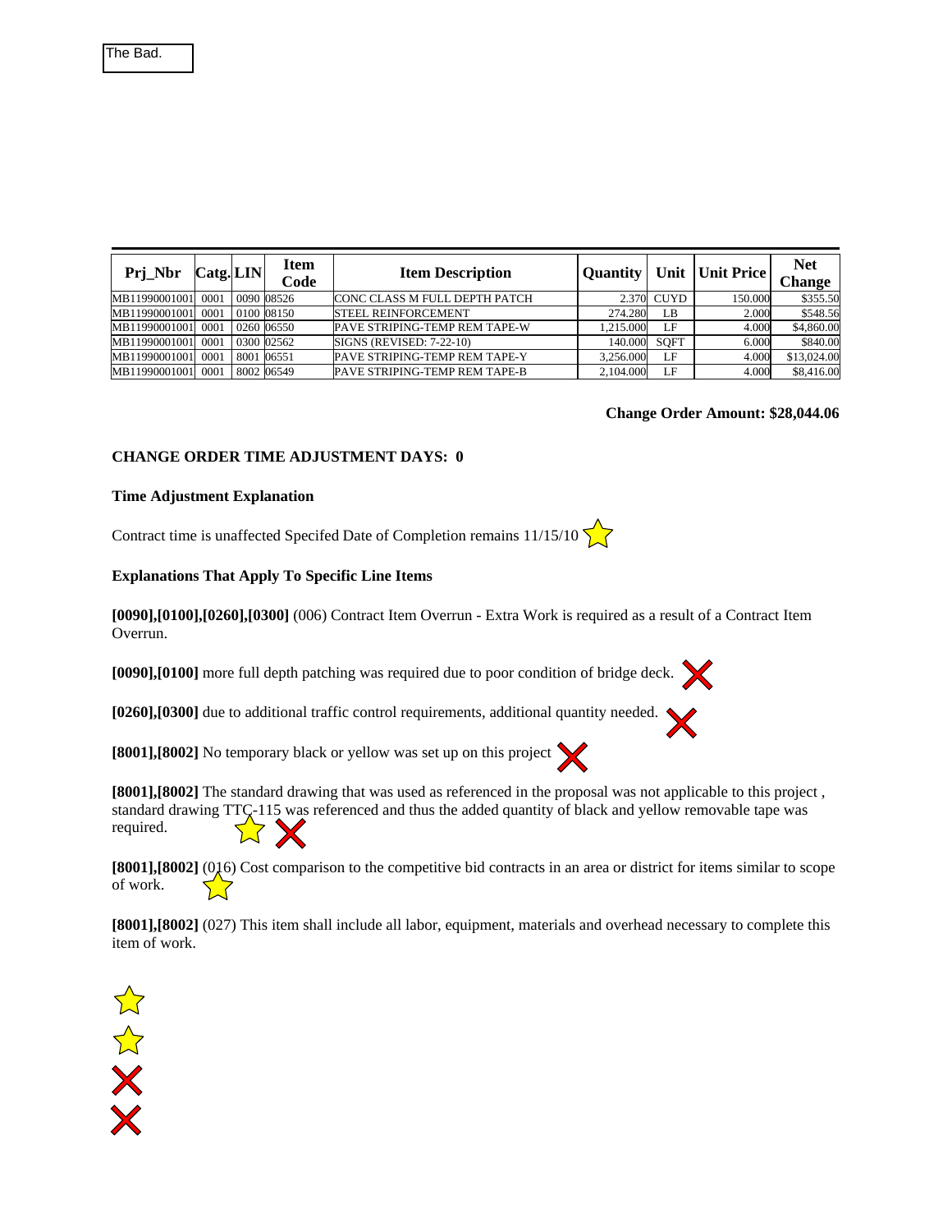The Bad.

| Prj_Nbr | Catg. | LIN | Item Code | Item Description | Quantity | Unit | Unit Price | Net Change |
|---|---|---|---|---|---|---|---|---|
| MB11990001001 | 0001 | 0090 | 08526 | CONC CLASS M FULL DEPTH PATCH | 2.370 | CUYD | 150.000 | $355.50 |
| MB11990001001 | 0001 | 0100 | 08150 | STEEL REINFORCEMENT | 274.280 | LB | 2.000 | $548.56 |
| MB11990001001 | 0001 | 0260 | 06550 | PAVE STRIPING-TEMP REM TAPE-W | 1,215.000 | LF | 4.000 | $4,860.00 |
| MB11990001001 | 0001 | 0300 | 02562 | SIGNS (REVISED: 7-22-10) | 140.000 | SQFT | 6.000 | $840.00 |
| MB11990001001 | 0001 | 8001 | 06551 | PAVE STRIPING-TEMP REM TAPE-Y | 3,256.000 | LF | 4.000 | $13,024.00 |
| MB11990001001 | 0001 | 8002 | 06549 | PAVE STRIPING-TEMP REM TAPE-B | 2,104.000 | LF | 4.000 | $8,416.00 |

**Change Order Amount: $28,044.06**

**CHANGE ORDER TIME ADJUSTMENT DAYS: 0**

**Time Adjustment Explanation**

Contract time is unaffected Specifed Date of Completion remains 11/15/10

**Explanations That Apply To Specific Line Items**

**[0090],[0100],[0260],[0300]** (006) Contract Item Overrun - Extra Work is required as a result of a Contract Item Overrun.

**[0090],[0100]** more full depth patching was required due to poor condition of bridge deck.

**[0260],[0300]** due to additional traffic control requirements, additional quantity needed.

**[8001],[8002]** No temporary black or yellow was set up on this project

**[8001],[8002]** The standard drawing that was used as referenced in the proposal was not applicable to this project , standard drawing TTC-115 was referenced and thus the added quantity of black and yellow removable tape was required.

**[8001],[8002]** (016) Cost comparison to the competitive bid contracts in an area or district for items similar to scope of work.

**[8001],[8002]** (027) This item shall include all labor, equipment, materials and overhead necessary to complete this item of work.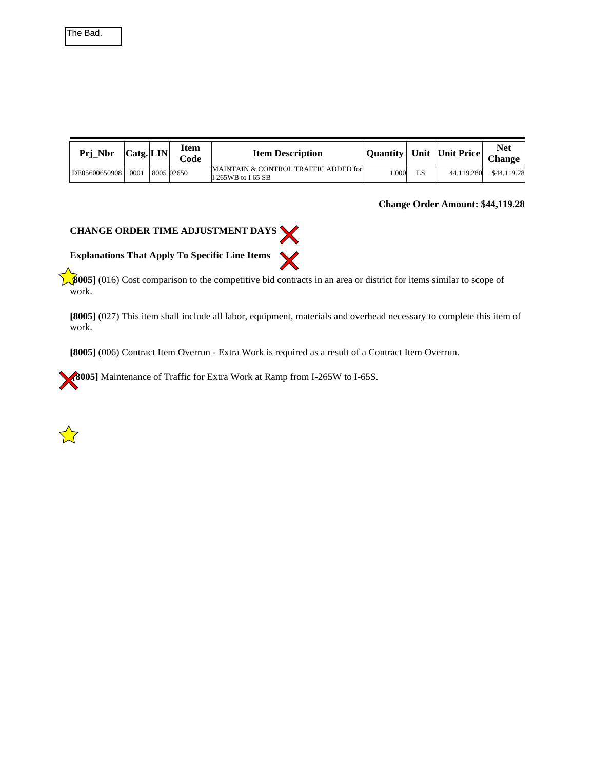The Bad.

| Prj_Nbr | Catg. | LIN | Item Code | Item Description | Quantity | Unit | Unit Price | Net Change |
|---|---|---|---|---|---|---|---|---|
| DE05600650908 | 0001 | 8005 | 02650 | MAINTAIN & CONTROL TRAFFIC ADDED for I 265WB to I 65 SB | 1.000 | LS | 44,119.280 | $44,119.28 |

**Change Order Amount: $44,119.28**

**CHANGE ORDER TIME ADJUSTMENT DAYS**

**Explanations That Apply To Specific Line Items**

**[8005]** (016) Cost comparison to the competitive bid contracts in an area or district for items similar to scope of work.

**[8005]** (027) This item shall include all labor, equipment, materials and overhead necessary to complete this item of work.

**[8005]** (006) Contract Item Overrun - Extra Work is required as a result of a Contract Item Overrun.

**[8005]** Maintenance of Traffic for Extra Work at Ramp from I-265W to I-65S.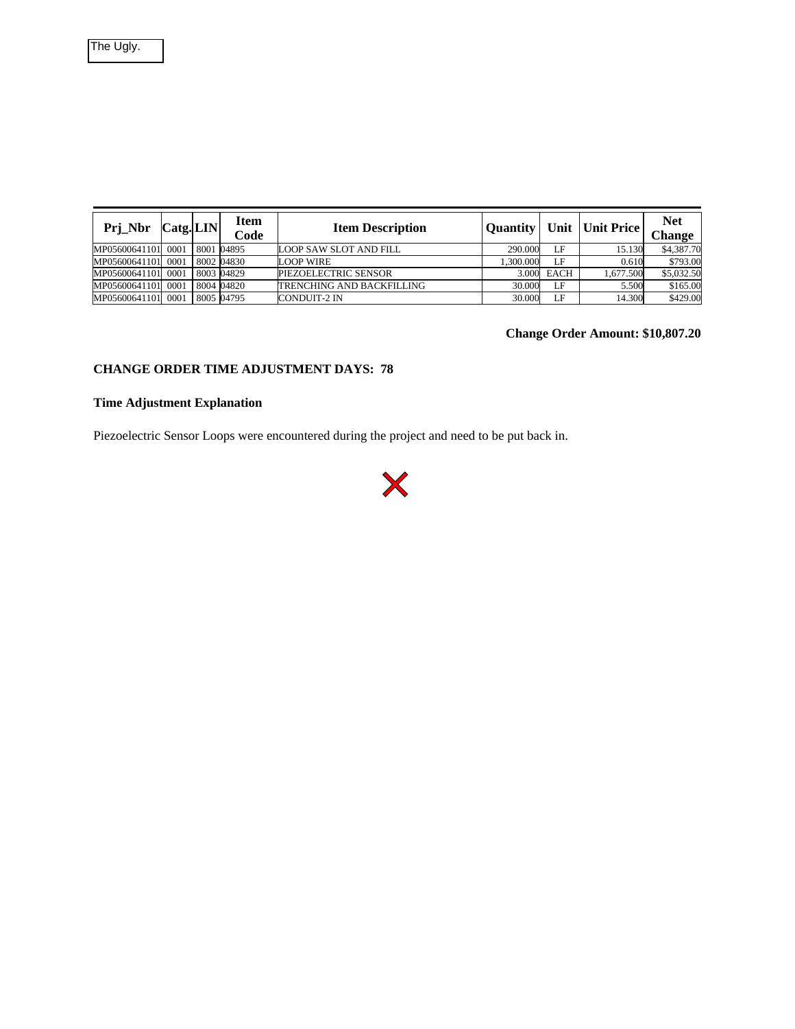The Ugly.

| Prj_Nbr | Catg. | LIN | Item Code | Item Description | Quantity | Unit | Unit Price | Net Change |
|---|---|---|---|---|---|---|---|---|
| MP05600641101 | 0001 | 8001 | 04895 | LOOP SAW SLOT AND FILL | 290.000 | LF | 15.130 | $4,387.70 |
| MP05600641101 | 0001 | 8002 | 04830 | LOOP WIRE | 1,300.000 | LF | 0.610 | $793.00 |
| MP05600641101 | 0001 | 8003 | 04829 | PIEZOELECTRIC SENSOR | 3.000 | EACH | 1,677.500 | $5,032.50 |
| MP05600641101 | 0001 | 8004 | 04820 | TRENCHING AND BACKFILLING | 30.000 | LF | 5.500 | $165.00 |
| MP05600641101 | 0001 | 8005 | 04795 | CONDUIT-2 IN | 30.000 | LF | 14.300 | $429.00 |

**Change Order Amount: $10,807.20**

**CHANGE ORDER TIME ADJUSTMENT DAYS: 78**

**Time Adjustment Explanation**

Piezoelectric Sensor Loops were encountered during the project and need to be put back in.